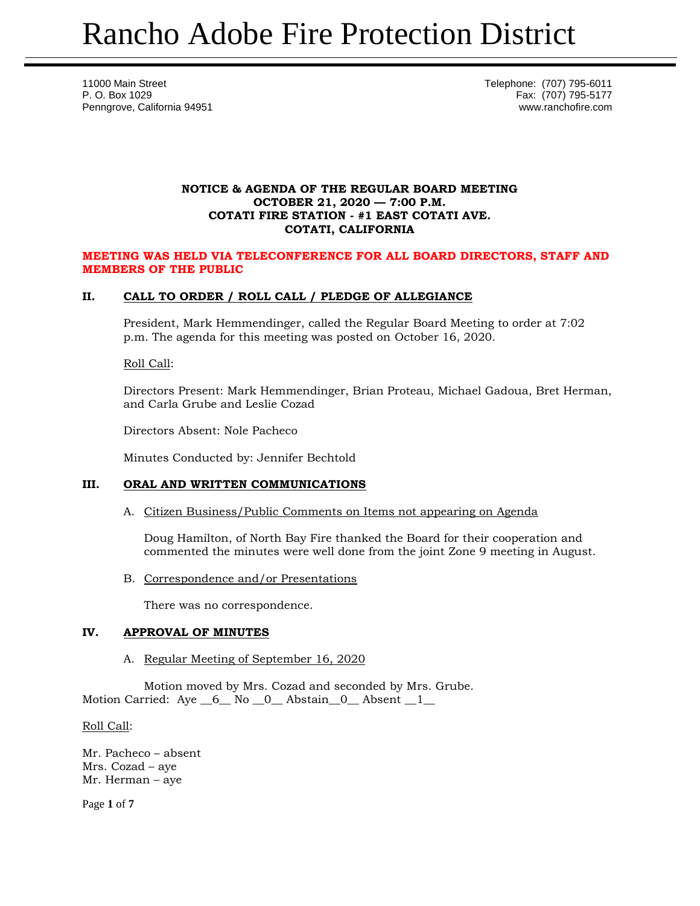# Rancho Adobe Fire Protection District

11000 Main Street
P. O. Box 1029
Penngrove, California 94951

Telephone: (707) 795-6011
Fax: (707) 795-5177
www.ranchofire.com

**NOTICE & AGENDA OF THE REGULAR BOARD MEETING**
**OCTOBER 21, 2020 — 7:00 P.M.**
**COTATI FIRE STATION - #1 EAST COTATI AVE.**
**COTATI, CALIFORNIA**

**MEETING WAS HELD VIA TELECONFERENCE FOR ALL BOARD DIRECTORS, STAFF AND MEMBERS OF THE PUBLIC**

## II. CALL TO ORDER / ROLL CALL / PLEDGE OF ALLEGIANCE

President, Mark Hemmendinger, called the Regular Board Meeting to order at 7:02 p.m. The agenda for this meeting was posted on October 16, 2020.

Roll Call:

Directors Present: Mark Hemmendinger, Brian Proteau, Michael Gadoua, Bret Herman, and Carla Grube and Leslie Cozad

Directors Absent: Nole Pacheco

Minutes Conducted by: Jennifer Bechtold

## III. ORAL AND WRITTEN COMMUNICATIONS

A. Citizen Business/Public Comments on Items not appearing on Agenda

Doug Hamilton, of North Bay Fire thanked the Board for their cooperation and commented the minutes were well done from the joint Zone 9 meeting in August.

B. Correspondence and/or Presentations

There was no correspondence.

## IV. APPROVAL OF MINUTES

A. Regular Meeting of September 16, 2020

Motion moved by Mrs. Cozad and seconded by Mrs. Grube.
Motion Carried: Aye \_\_6\_\_ No \_\_0\_\_ Abstain\_\_0\_\_ Absent \_\_1\_\_

Roll Call:

Mr. Pacheco – absent
Mrs. Cozad – aye
Mr. Herman – aye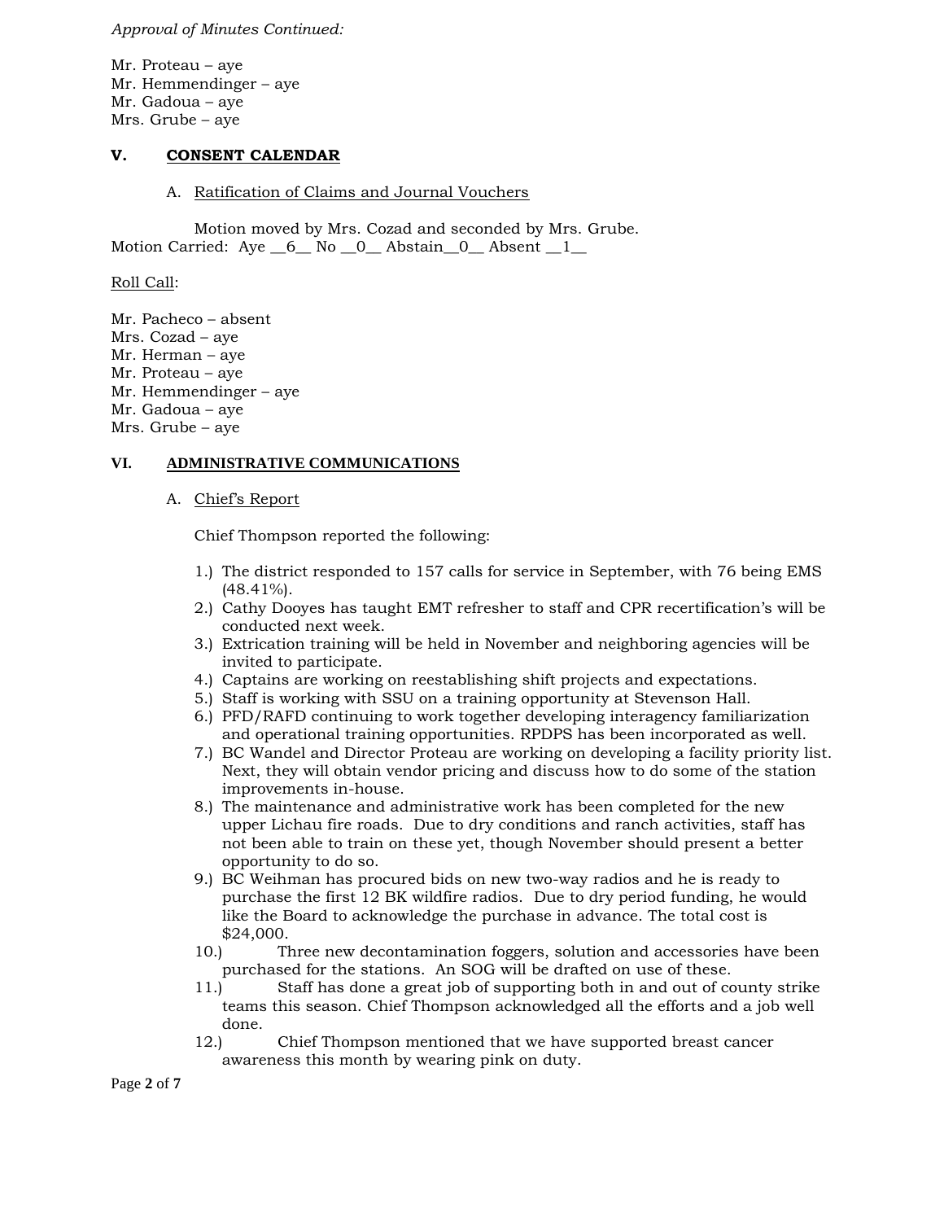*Approval of Minutes Continued:*

Mr. Proteau – aye
Mr. Hemmendinger – aye
Mr. Gadoua – aye
Mrs. Grube – aye

## V. CONSENT CALENDAR

A. Ratification of Claims and Journal Vouchers

Motion moved by Mrs. Cozad and seconded by Mrs. Grube.
Motion Carried: Aye __6__ No __0__ Abstain__0__ Absent __1__

Roll Call:

Mr. Pacheco – absent
Mrs. Cozad – aye
Mr. Herman – aye
Mr. Proteau – aye
Mr. Hemmendinger – aye
Mr. Gadoua – aye
Mrs. Grube – aye

## VI. ADMINISTRATIVE COMMUNICATIONS

A. Chief's Report

Chief Thompson reported the following:

1.) The district responded to 157 calls for service in September, with 76 being EMS (48.41%).
2.) Cathy Dooyes has taught EMT refresher to staff and CPR recertification's will be conducted next week.
3.) Extrication training will be held in November and neighboring agencies will be invited to participate.
4.) Captains are working on reestablishing shift projects and expectations.
5.) Staff is working with SSU on a training opportunity at Stevenson Hall.
6.) PFD/RAFD continuing to work together developing interagency familiarization and operational training opportunities. RPDPS has been incorporated as well.
7.) BC Wandel and Director Proteau are working on developing a facility priority list. Next, they will obtain vendor pricing and discuss how to do some of the station improvements in-house.
8.) The maintenance and administrative work has been completed for the new upper Lichau fire roads. Due to dry conditions and ranch activities, staff has not been able to train on these yet, though November should present a better opportunity to do so.
9.) BC Weihman has procured bids on new two-way radios and he is ready to purchase the first 12 BK wildfire radios. Due to dry period funding, he would like the Board to acknowledge the purchase in advance. The total cost is $24,000.
10.) Three new decontamination foggers, solution and accessories have been purchased for the stations. An SOG will be drafted on use of these.
11.) Staff has done a great job of supporting both in and out of county strike teams this season. Chief Thompson acknowledged all the efforts and a job well done.
12.) Chief Thompson mentioned that we have supported breast cancer awareness this month by wearing pink on duty.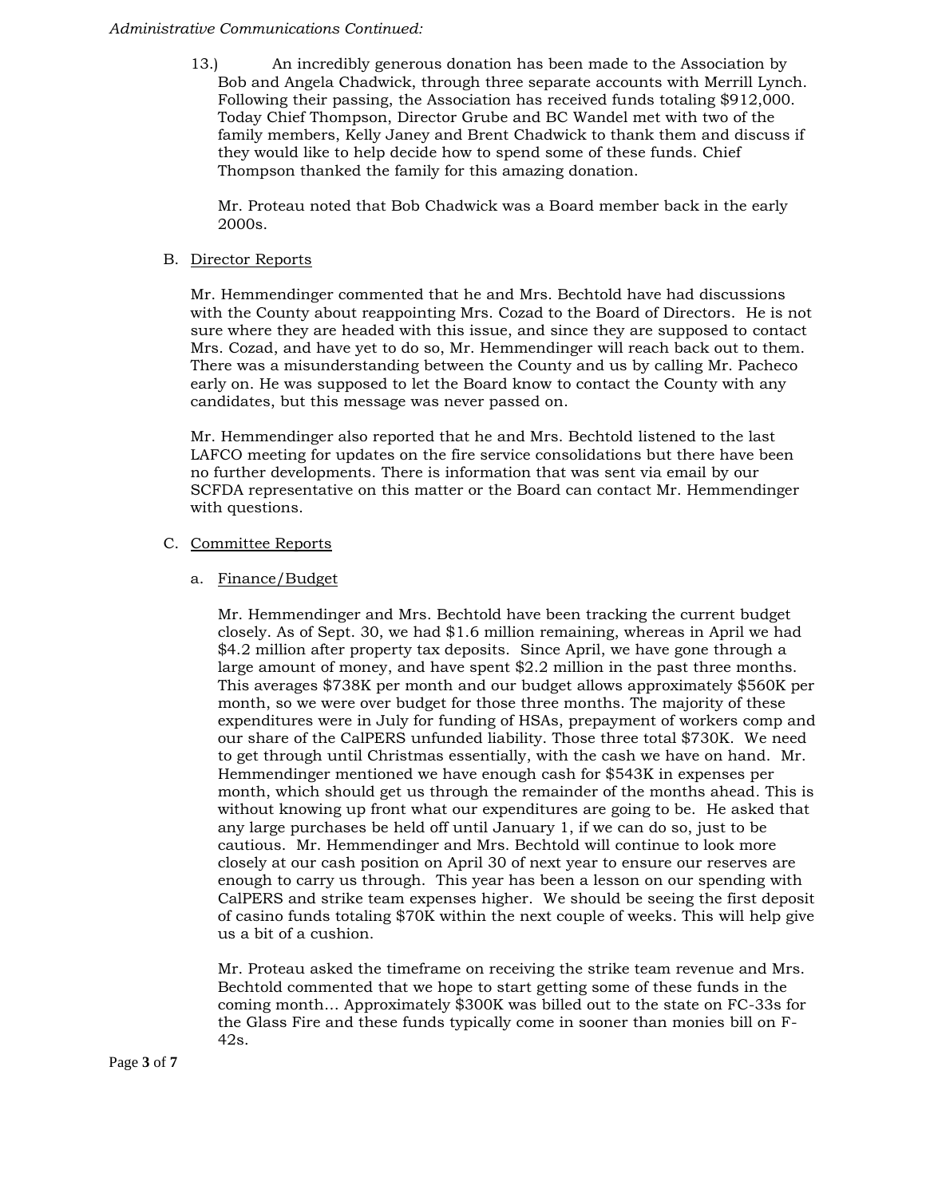*Administrative Communications Continued:*

13.) An incredibly generous donation has been made to the Association by Bob and Angela Chadwick, through three separate accounts with Merrill Lynch. Following their passing, the Association has received funds totaling $912,000. Today Chief Thompson, Director Grube and BC Wandel met with two of the family members, Kelly Janey and Brent Chadwick to thank them and discuss if they would like to help decide how to spend some of these funds. Chief Thompson thanked the family for this amazing donation.

Mr. Proteau noted that Bob Chadwick was a Board member back in the early 2000s.

B. <u>Director Reports</u>

Mr. Hemmendinger commented that he and Mrs. Bechtold have had discussions with the County about reappointing Mrs. Cozad to the Board of Directors. He is not sure where they are headed with this issue, and since they are supposed to contact Mrs. Cozad, and have yet to do so, Mr. Hemmendinger will reach back out to them. There was a misunderstanding between the County and us by calling Mr. Pacheco early on. He was supposed to let the Board know to contact the County with any candidates, but this message was never passed on.

Mr. Hemmendinger also reported that he and Mrs. Bechtold listened to the last LAFCO meeting for updates on the fire service consolidations but there have been no further developments. There is information that was sent via email by our SCFDA representative on this matter or the Board can contact Mr. Hemmendinger with questions.

C. <u>Committee Reports</u>

a. <u>Finance/Budget</u>

Mr. Hemmendinger and Mrs. Bechtold have been tracking the current budget closely. As of Sept. 30, we had $1.6 million remaining, whereas in April we had $4.2 million after property tax deposits. Since April, we have gone through a large amount of money, and have spent $2.2 million in the past three months. This averages $738K per month and our budget allows approximately $560K per month, so we were over budget for those three months. The majority of these expenditures were in July for funding of HSAs, prepayment of workers comp and our share of the CalPERS unfunded liability. Those three total $730K. We need to get through until Christmas essentially, with the cash we have on hand. Mr. Hemmendinger mentioned we have enough cash for $543K in expenses per month, which should get us through the remainder of the months ahead. This is without knowing up front what our expenditures are going to be. He asked that any large purchases be held off until January 1, if we can do so, just to be cautious. Mr. Hemmendinger and Mrs. Bechtold will continue to look more closely at our cash position on April 30 of next year to ensure our reserves are enough to carry us through. This year has been a lesson on our spending with CalPERS and strike team expenses higher. We should be seeing the first deposit of casino funds totaling $70K within the next couple of weeks. This will help give us a bit of a cushion.

Mr. Proteau asked the timeframe on receiving the strike team revenue and Mrs. Bechtold commented that we hope to start getting some of these funds in the coming month… Approximately $300K was billed out to the state on FC-33s for the Glass Fire and these funds typically come in sooner than monies bill on F-42s.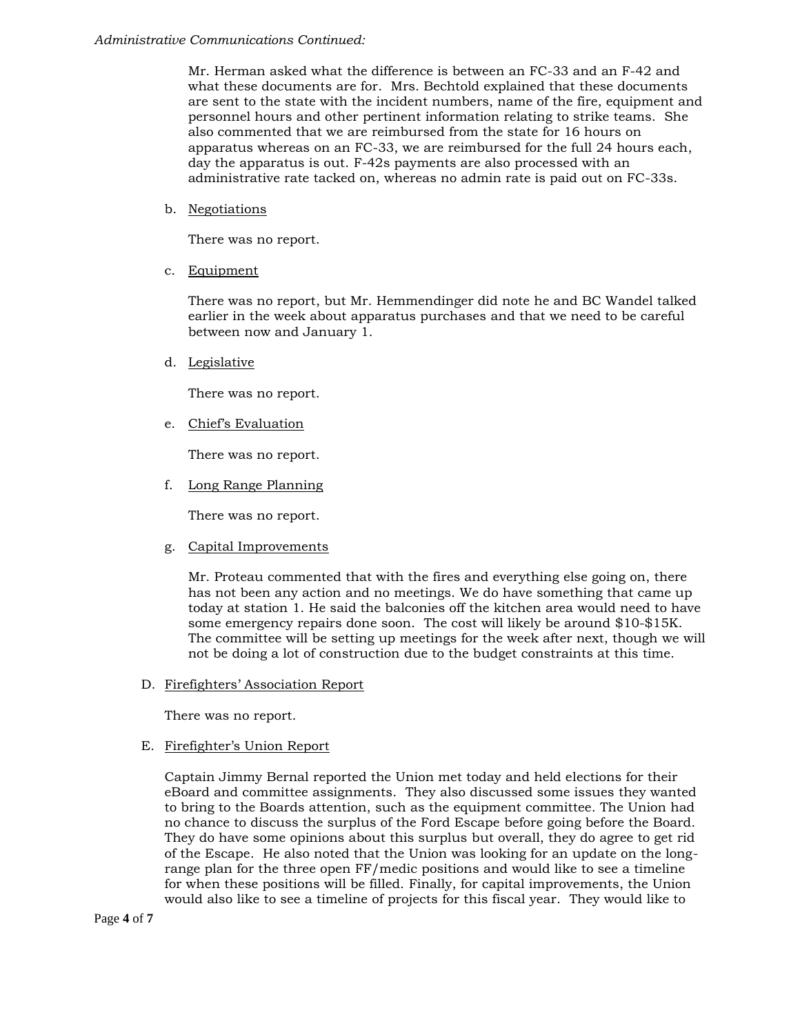*Administrative Communications Continued:*

Mr. Herman asked what the difference is between an FC-33 and an F-42 and what these documents are for. Mrs. Bechtold explained that these documents are sent to the state with the incident numbers, name of the fire, equipment and personnel hours and other pertinent information relating to strike teams. She also commented that we are reimbursed from the state for 16 hours on apparatus whereas on an FC-33, we are reimbursed for the full 24 hours each, day the apparatus is out. F-42s payments are also processed with an administrative rate tacked on, whereas no admin rate is paid out on FC-33s.

b. <u>Negotiations</u>

There was no report.

c. <u>Equipment</u>

There was no report, but Mr. Hemmendinger did note he and BC Wandel talked earlier in the week about apparatus purchases and that we need to be careful between now and January 1.

d. <u>Legislative</u>

There was no report.

e. <u>Chief's Evaluation</u>

There was no report.

f. <u>Long Range Planning</u>

There was no report.

g. <u>Capital Improvements</u>

Mr. Proteau commented that with the fires and everything else going on, there has not been any action and no meetings. We do have something that came up today at station 1. He said the balconies off the kitchen area would need to have some emergency repairs done soon. The cost will likely be around $10-$15K. The committee will be setting up meetings for the week after next, though we will not be doing a lot of construction due to the budget constraints at this time.

D. <u>Firefighters' Association Report</u>

There was no report.

E. <u>Firefighter's Union Report</u>

Captain Jimmy Bernal reported the Union met today and held elections for their eBoard and committee assignments. They also discussed some issues they wanted to bring to the Boards attention, such as the equipment committee. The Union had no chance to discuss the surplus of the Ford Escape before going before the Board. They do have some opinions about this surplus but overall, they do agree to get rid of the Escape. He also noted that the Union was looking for an update on the long-range plan for the three open FF/medic positions and would like to see a timeline for when these positions will be filled. Finally, for capital improvements, the Union would also like to see a timeline of projects for this fiscal year. They would like to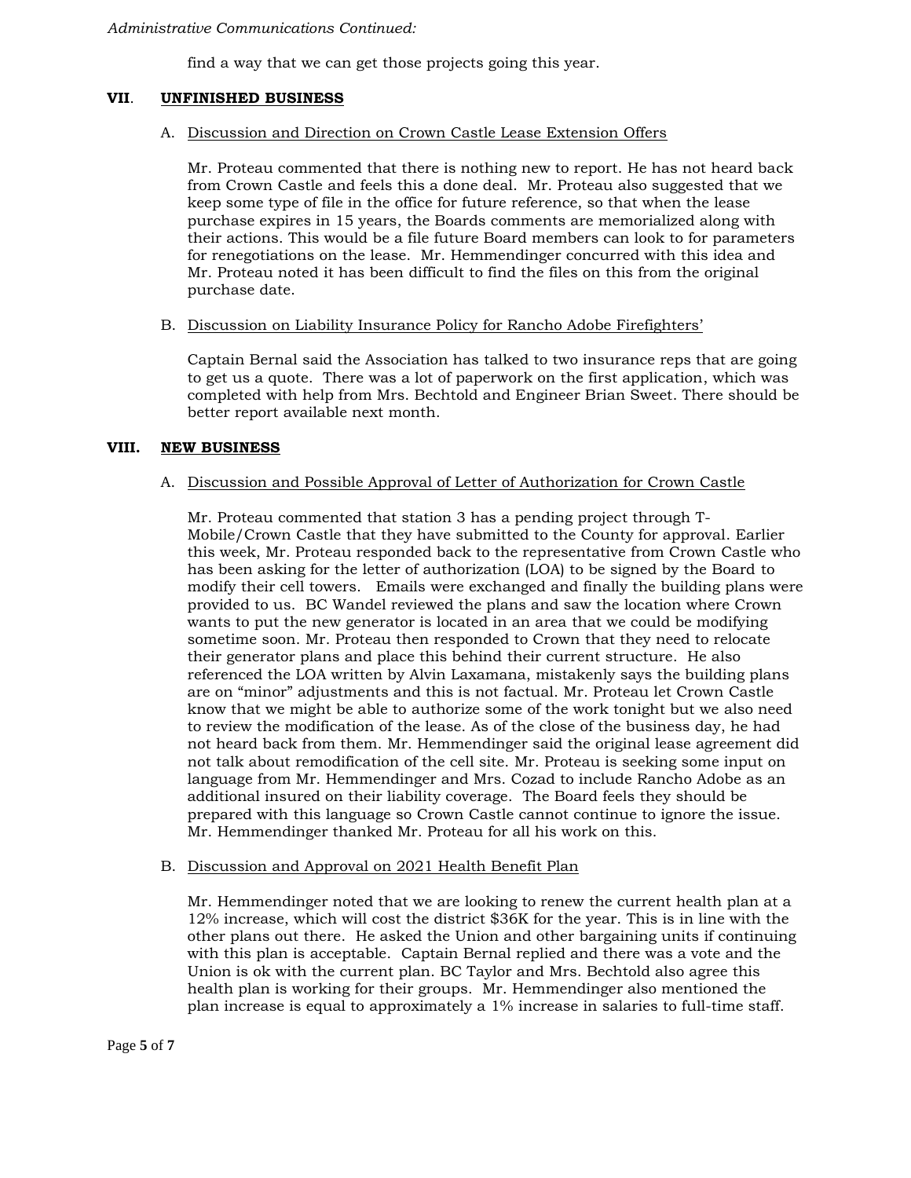*Administrative Communications Continued:*

find a way that we can get those projects going this year.

## VII. UNFINISHED BUSINESS

A. Discussion and Direction on Crown Castle Lease Extension Offers

Mr. Proteau commented that there is nothing new to report. He has not heard back from Crown Castle and feels this a done deal. Mr. Proteau also suggested that we keep some type of file in the office for future reference, so that when the lease purchase expires in 15 years, the Boards comments are memorialized along with their actions. This would be a file future Board members can look to for parameters for renegotiations on the lease. Mr. Hemmendinger concurred with this idea and Mr. Proteau noted it has been difficult to find the files on this from the original purchase date.

B. Discussion on Liability Insurance Policy for Rancho Adobe Firefighters'

Captain Bernal said the Association has talked to two insurance reps that are going to get us a quote. There was a lot of paperwork on the first application, which was completed with help from Mrs. Bechtold and Engineer Brian Sweet. There should be better report available next month.

## VIII. NEW BUSINESS

A. Discussion and Possible Approval of Letter of Authorization for Crown Castle

Mr. Proteau commented that station 3 has a pending project through T-Mobile/Crown Castle that they have submitted to the County for approval. Earlier this week, Mr. Proteau responded back to the representative from Crown Castle who has been asking for the letter of authorization (LOA) to be signed by the Board to modify their cell towers. Emails were exchanged and finally the building plans were provided to us. BC Wandel reviewed the plans and saw the location where Crown wants to put the new generator is located in an area that we could be modifying sometime soon. Mr. Proteau then responded to Crown that they need to relocate their generator plans and place this behind their current structure. He also referenced the LOA written by Alvin Laxamana, mistakenly says the building plans are on "minor" adjustments and this is not factual. Mr. Proteau let Crown Castle know that we might be able to authorize some of the work tonight but we also need to review the modification of the lease. As of the close of the business day, he had not heard back from them. Mr. Hemmendinger said the original lease agreement did not talk about remodification of the cell site. Mr. Proteau is seeking some input on language from Mr. Hemmendinger and Mrs. Cozad to include Rancho Adobe as an additional insured on their liability coverage. The Board feels they should be prepared with this language so Crown Castle cannot continue to ignore the issue. Mr. Hemmendinger thanked Mr. Proteau for all his work on this.

B. Discussion and Approval on 2021 Health Benefit Plan

Mr. Hemmendinger noted that we are looking to renew the current health plan at a 12% increase, which will cost the district $36K for the year. This is in line with the other plans out there. He asked the Union and other bargaining units if continuing with this plan is acceptable. Captain Bernal replied and there was a vote and the Union is ok with the current plan. BC Taylor and Mrs. Bechtold also agree this health plan is working for their groups. Mr. Hemmendinger also mentioned the plan increase is equal to approximately a 1% increase in salaries to full-time staff.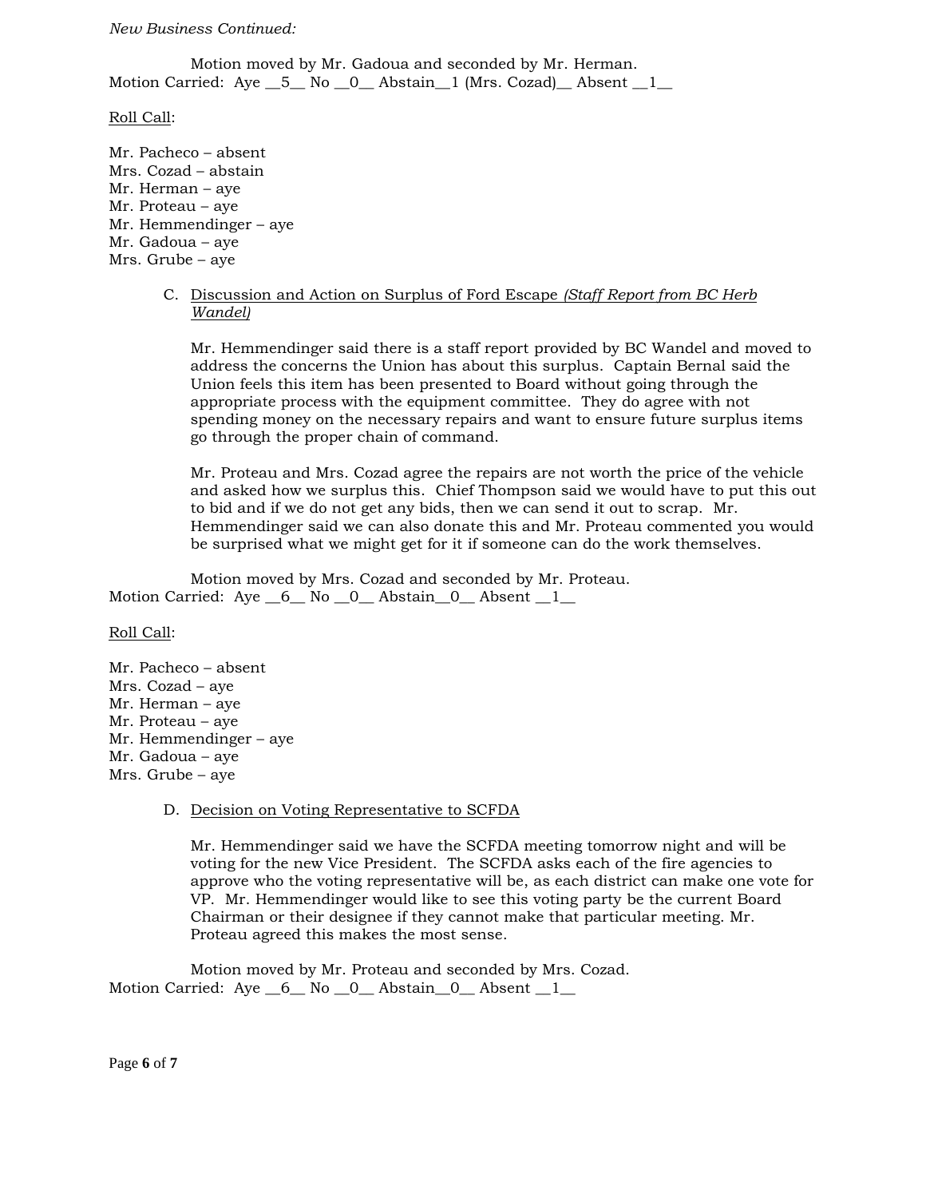*New Business Continued:*

Motion moved by Mr. Gadoua and seconded by Mr. Herman.
Motion Carried: Aye __5__ No __0__ Abstain__1 (Mrs. Cozad)__ Absent __1__

Roll Call:

Mr. Pacheco – absent
Mrs. Cozad – abstain
Mr. Herman – aye
Mr. Proteau – aye
Mr. Hemmendinger – aye
Mr. Gadoua – aye
Mrs. Grube – aye

C. Discussion and Action on Surplus of Ford Escape *(Staff Report from BC Herb Wandel)*

Mr. Hemmendinger said there is a staff report provided by BC Wandel and moved to address the concerns the Union has about this surplus. Captain Bernal said the Union feels this item has been presented to Board without going through the appropriate process with the equipment committee. They do agree with not spending money on the necessary repairs and want to ensure future surplus items go through the proper chain of command.

Mr. Proteau and Mrs. Cozad agree the repairs are not worth the price of the vehicle and asked how we surplus this. Chief Thompson said we would have to put this out to bid and if we do not get any bids, then we can send it out to scrap. Mr. Hemmendinger said we can also donate this and Mr. Proteau commented you would be surprised what we might get for it if someone can do the work themselves.

Motion moved by Mrs. Cozad and seconded by Mr. Proteau.
Motion Carried: Aye __6__ No __0__ Abstain__0__ Absent __1__

Roll Call:

Mr. Pacheco – absent
Mrs. Cozad – aye
Mr. Herman – aye
Mr. Proteau – aye
Mr. Hemmendinger – aye
Mr. Gadoua – aye
Mrs. Grube – aye

D. Decision on Voting Representative to SCFDA

Mr. Hemmendinger said we have the SCFDA meeting tomorrow night and will be voting for the new Vice President. The SCFDA asks each of the fire agencies to approve who the voting representative will be, as each district can make one vote for VP. Mr. Hemmendinger would like to see this voting party be the current Board Chairman or their designee if they cannot make that particular meeting. Mr. Proteau agreed this makes the most sense.

Motion moved by Mr. Proteau and seconded by Mrs. Cozad.
Motion Carried: Aye __6__ No __0__ Abstain__0__ Absent __1__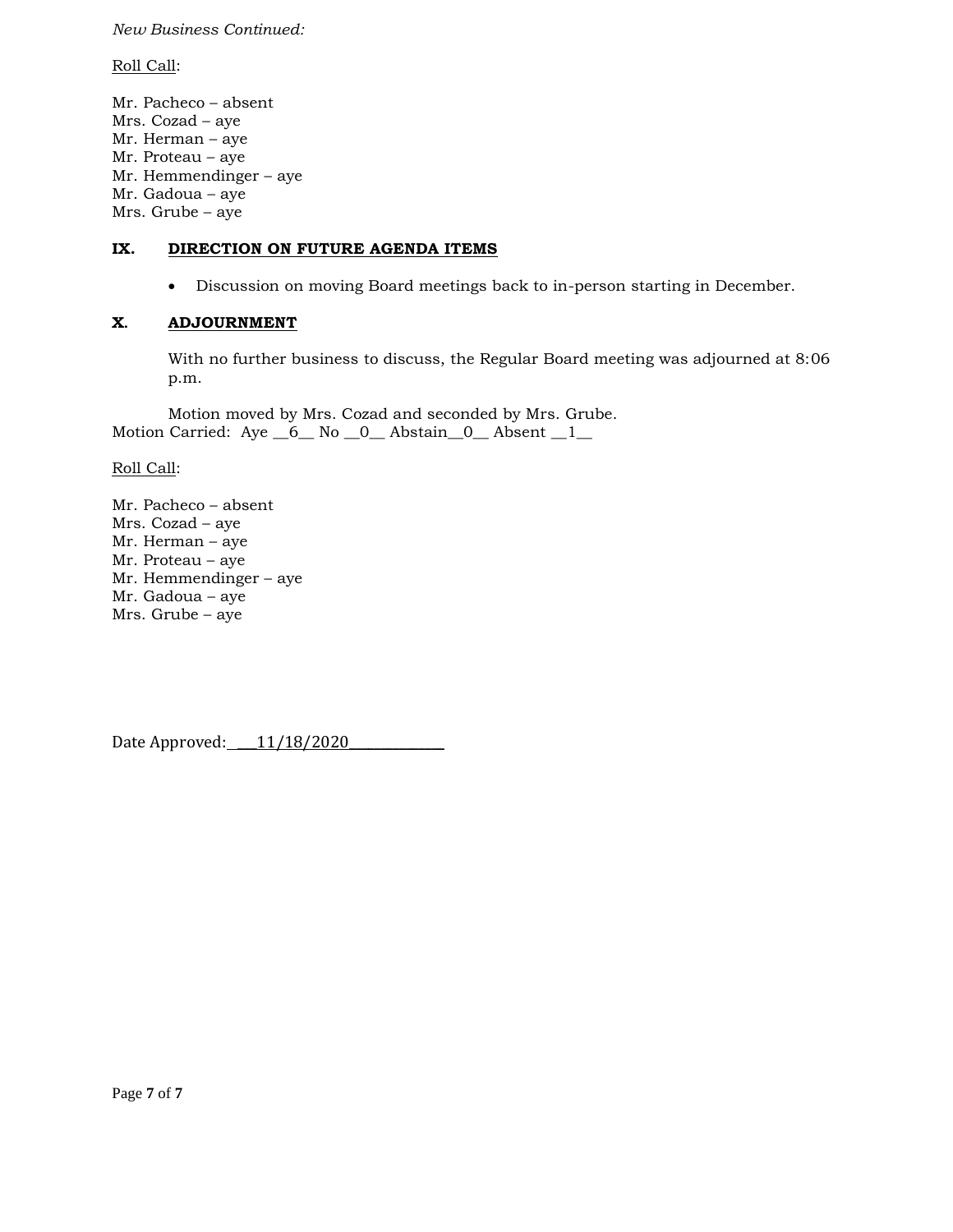*New Business Continued:*

Roll Call:

Mr. Pacheco – absent
Mrs. Cozad – aye
Mr. Herman – aye
Mr. Proteau – aye
Mr. Hemmendinger – aye
Mr. Gadoua – aye
Mrs. Grube – aye

## IX. DIRECTION ON FUTURE AGENDA ITEMS

- Discussion on moving Board meetings back to in-person starting in December.

## X. ADJOURNMENT

With no further business to discuss, the Regular Board meeting was adjourned at 8:06 p.m.

Motion moved by Mrs. Cozad and seconded by Mrs. Grube.
Motion Carried: Aye __6__ No __0__ Abstain__0__ Absent __1__

Roll Call:

Mr. Pacheco – absent
Mrs. Cozad – aye
Mr. Herman – aye
Mr. Proteau – aye
Mr. Hemmendinger – aye
Mr. Gadoua – aye
Mrs. Grube – aye

Date Approved: ___11/18/2020____________